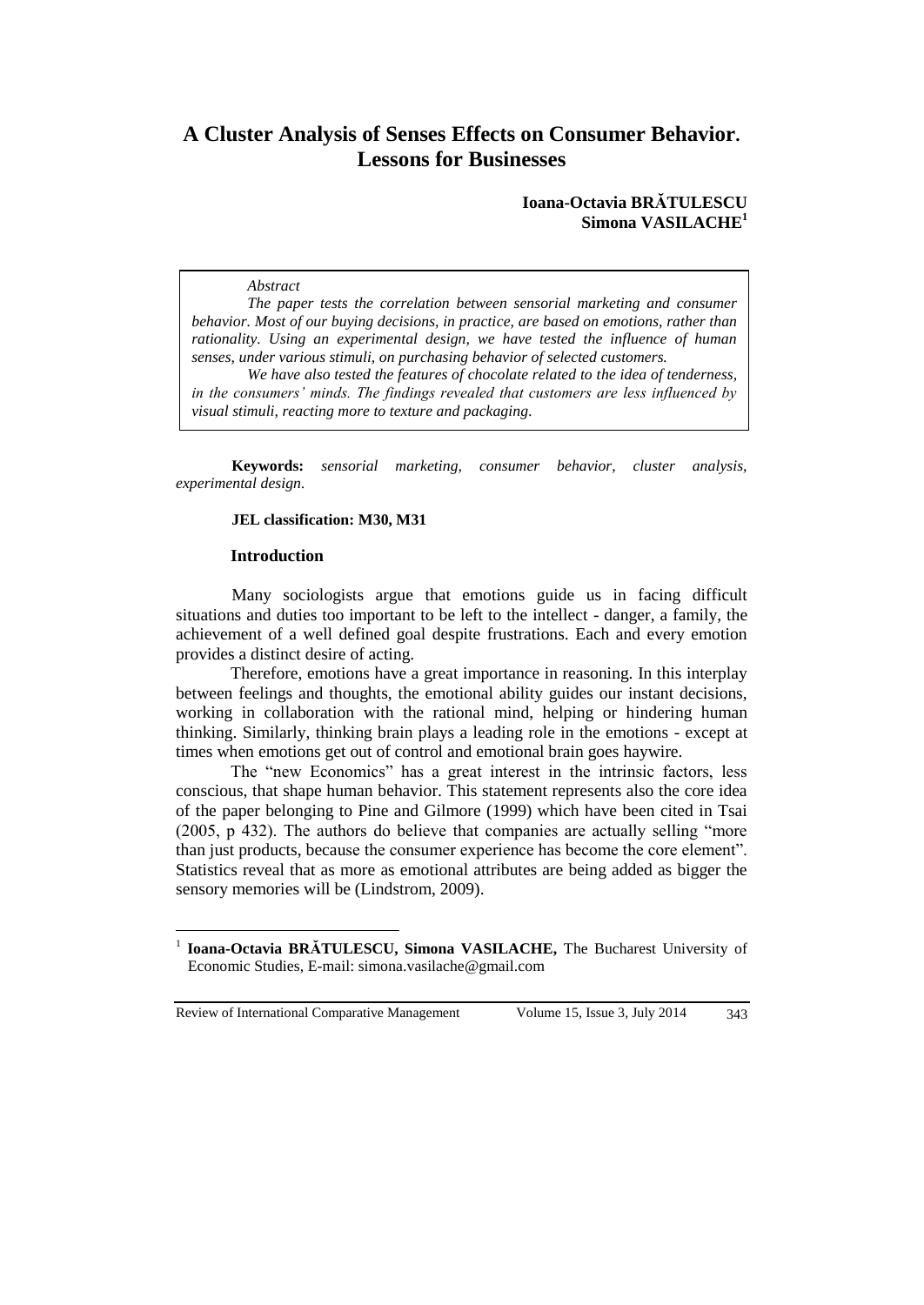# A Cluster Analysis of Senses Effects on Consumer Behavior. Lessons for Businesses

**Ioana-Octavia BRĂTULESCU**
**Simona VASILACHE**[1]

*Abstract*

*The paper tests the correlation between sensorial marketing and consumer behavior. Most of our buying decisions, in practice, are based on emotions, rather than rationality. Using an experimental design, we have tested the influence of human senses, under various stimuli, on purchasing behavior of selected customers.*

*We have also tested the features of chocolate related to the idea of tenderness, in the consumers' minds. The findings revealed that customers are less influenced by visual stimuli, reacting more to texture and packaging.*

**Keywords:** *sensorial marketing, consumer behavior, cluster analysis, experimental design.*

**JEL classification: M30, M31**

## Introduction

Many sociologists argue that emotions guide us in facing difficult situations and duties too important to be left to the intellect - danger, a family, the achievement of a well defined goal despite frustrations. Each and every emotion provides a distinct desire of acting.

Therefore, emotions have a great importance in reasoning. In this interplay between feelings and thoughts, the emotional ability guides our instant decisions, working in collaboration with the rational mind, helping or hindering human thinking. Similarly, thinking brain plays a leading role in the emotions - except at times when emotions get out of control and emotional brain goes haywire.

The "new Economics" has a great interest in the intrinsic factors, less conscious, that shape human behavior. This statement represents also the core idea of the paper belonging to Pine and Gilmore (1999) which have been cited in Tsai (2005, p 432). The authors do believe that companies are actually selling "more than just products, because the consumer experience has become the core element". Statistics reveal that as more as emotional attributes are being added as bigger the sensory memories will be (Lindstrom, 2009).

[1] **Ioana-Octavia BRĂTULESCU, Simona VASILACHE,** The Bucharest University of Economic Studies, E-mail: simona.vasilache@gmail.com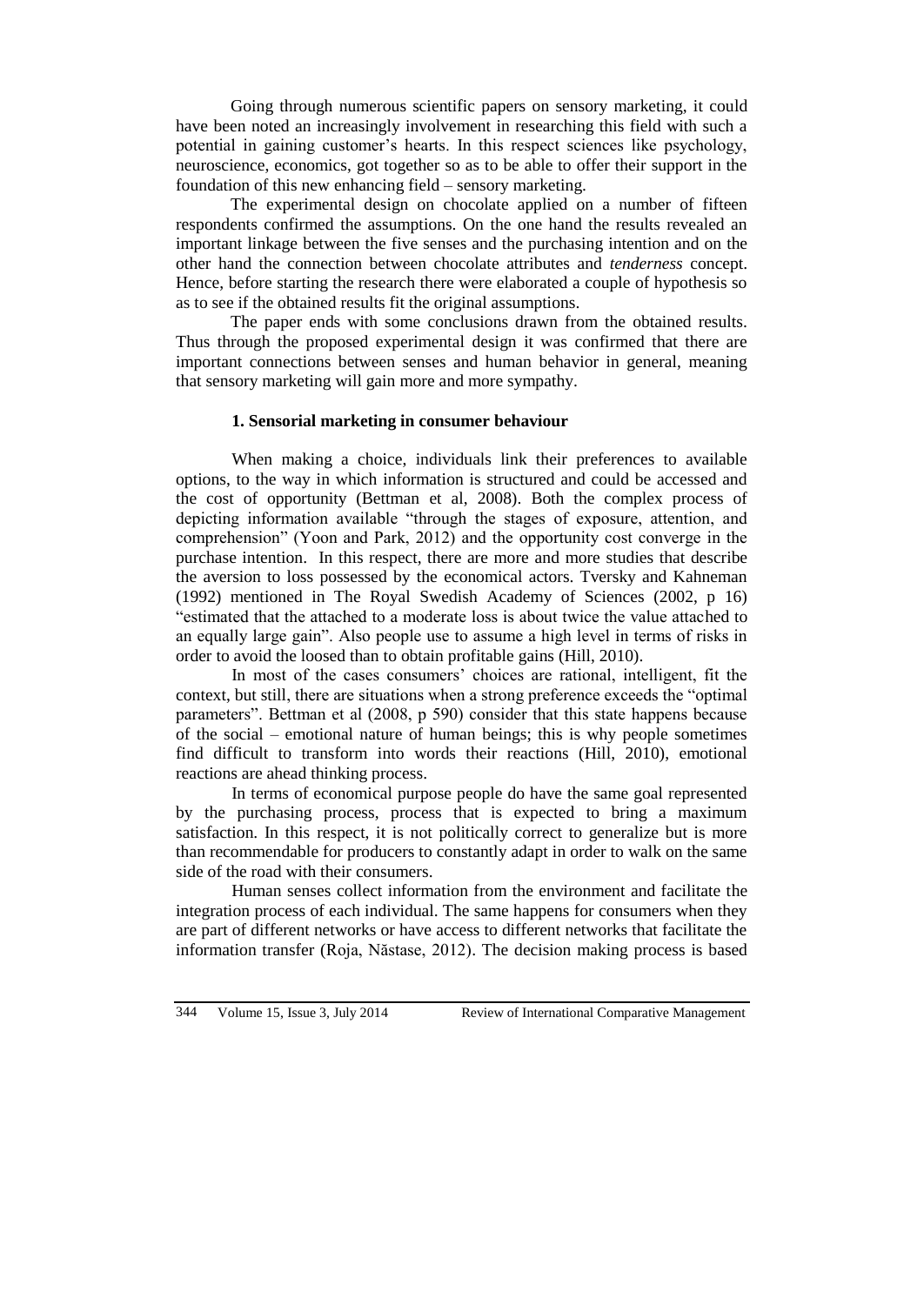Going through numerous scientific papers on sensory marketing, it could have been noted an increasingly involvement in researching this field with such a potential in gaining customer's hearts. In this respect sciences like psychology, neuroscience, economics, got together so as to be able to offer their support in the foundation of this new enhancing field – sensory marketing.

The experimental design on chocolate applied on a number of fifteen respondents confirmed the assumptions. On the one hand the results revealed an important linkage between the five senses and the purchasing intention and on the other hand the connection between chocolate attributes and *tenderness* concept. Hence, before starting the research there were elaborated a couple of hypothesis so as to see if the obtained results fit the original assumptions.

The paper ends with some conclusions drawn from the obtained results. Thus through the proposed experimental design it was confirmed that there are important connections between senses and human behavior in general, meaning that sensory marketing will gain more and more sympathy.

## 1. Sensorial marketing in consumer behaviour

When making a choice, individuals link their preferences to available options, to the way in which information is structured and could be accessed and the cost of opportunity (Bettman et al, 2008). Both the complex process of depicting information available "through the stages of exposure, attention, and comprehension" (Yoon and Park, 2012) and the opportunity cost converge in the purchase intention. In this respect, there are more and more studies that describe the aversion to loss possessed by the economical actors. Tversky and Kahneman (1992) mentioned in The Royal Swedish Academy of Sciences (2002, p 16) "estimated that the attached to a moderate loss is about twice the value attached to an equally large gain". Also people use to assume a high level in terms of risks in order to avoid the loosed than to obtain profitable gains (Hill, 2010).

In most of the cases consumers' choices are rational, intelligent, fit the context, but still, there are situations when a strong preference exceeds the "optimal parameters". Bettman et al (2008, p 590) consider that this state happens because of the social – emotional nature of human beings; this is why people sometimes find difficult to transform into words their reactions (Hill, 2010), emotional reactions are ahead thinking process.

In terms of economical purpose people do have the same goal represented by the purchasing process, process that is expected to bring a maximum satisfaction. In this respect, it is not politically correct to generalize but is more than recommendable for producers to constantly adapt in order to walk on the same side of the road with their consumers.

Human senses collect information from the environment and facilitate the integration process of each individual. The same happens for consumers when they are part of different networks or have access to different networks that facilitate the information transfer (Roja, Năstase, 2012). The decision making process is based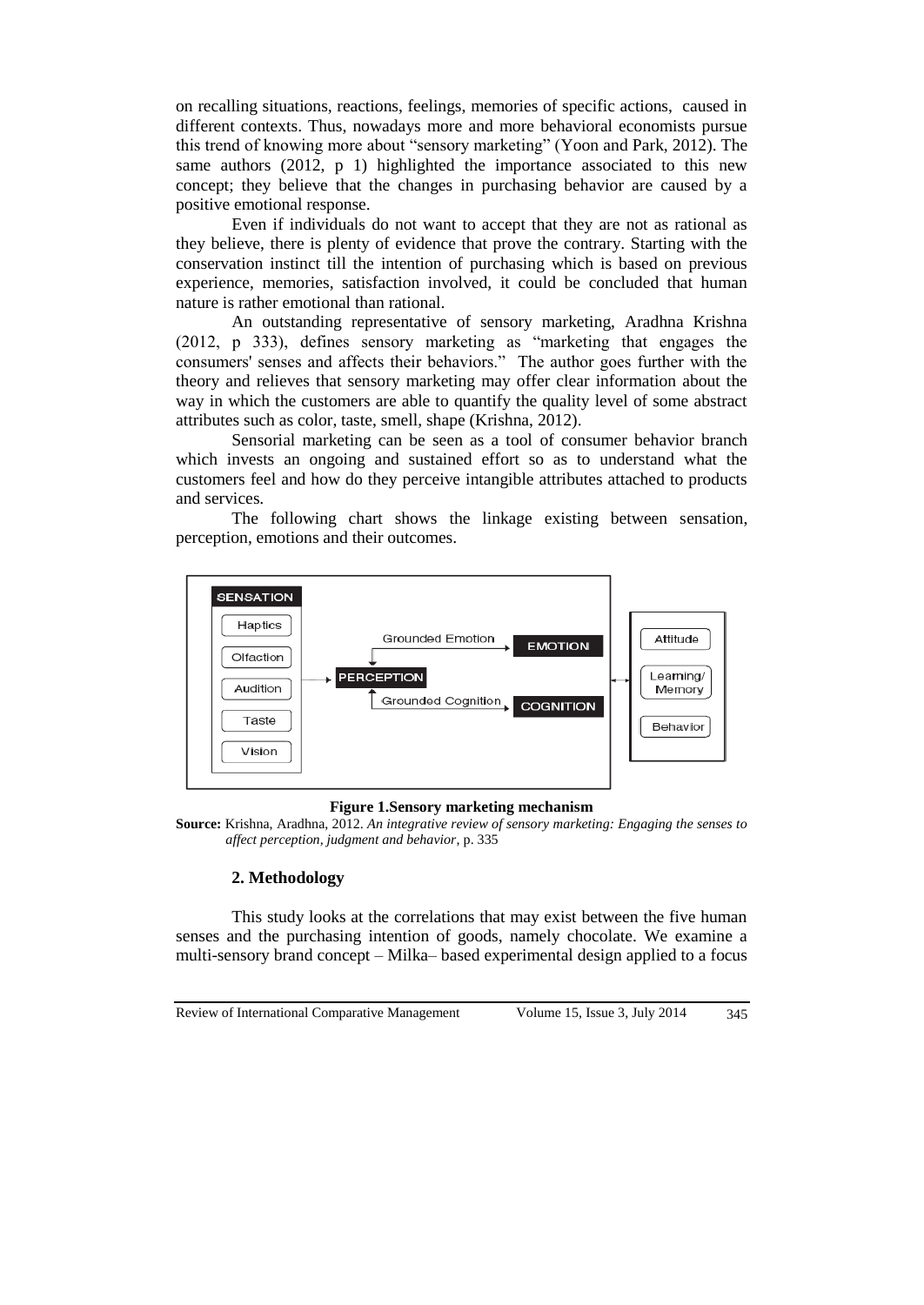on recalling situations, reactions, feelings, memories of specific actions, caused in different contexts. Thus, nowadays more and more behavioral economists pursue this trend of knowing more about "sensory marketing" (Yoon and Park, 2012). The same authors (2012, p 1) highlighted the importance associated to this new concept; they believe that the changes in purchasing behavior are caused by a positive emotional response.

Even if individuals do not want to accept that they are not as rational as they believe, there is plenty of evidence that prove the contrary. Starting with the conservation instinct till the intention of purchasing which is based on previous experience, memories, satisfaction involved, it could be concluded that human nature is rather emotional than rational.

An outstanding representative of sensory marketing, Aradhna Krishna (2012, p 333), defines sensory marketing as "marketing that engages the consumers' senses and affects their behaviors." The author goes further with the theory and relieves that sensory marketing may offer clear information about the way in which the customers are able to quantify the quality level of some abstract attributes such as color, taste, smell, shape (Krishna, 2012).

Sensorial marketing can be seen as a tool of consumer behavior branch which invests an ongoing and sustained effort so as to understand what the customers feel and how do they perceive intangible attributes attached to products and services.

The following chart shows the linkage existing between sensation, perception, emotions and their outcomes.

SENSATION: Haptics, Olfaction, Audition, Taste, Vision → PERCEPTION

PERCEPTION → Grounded Emotion → EMOTION

PERCEPTION → Grounded Cognition → COGNITION

↔ Attitude, Learning/Memory, Behavior

**Figure 1.Sensory marketing mechanism**

**Source:** Krishna, Aradhna, 2012. *An integrative review of sensory marketing: Engaging the senses to affect perception, judgment and behavior*, p. 335

## 2. Methodology

This study looks at the correlations that may exist between the five human senses and the purchasing intention of goods, namely chocolate. We examine a multi-sensory brand concept – Milka– based experimental design applied to a focus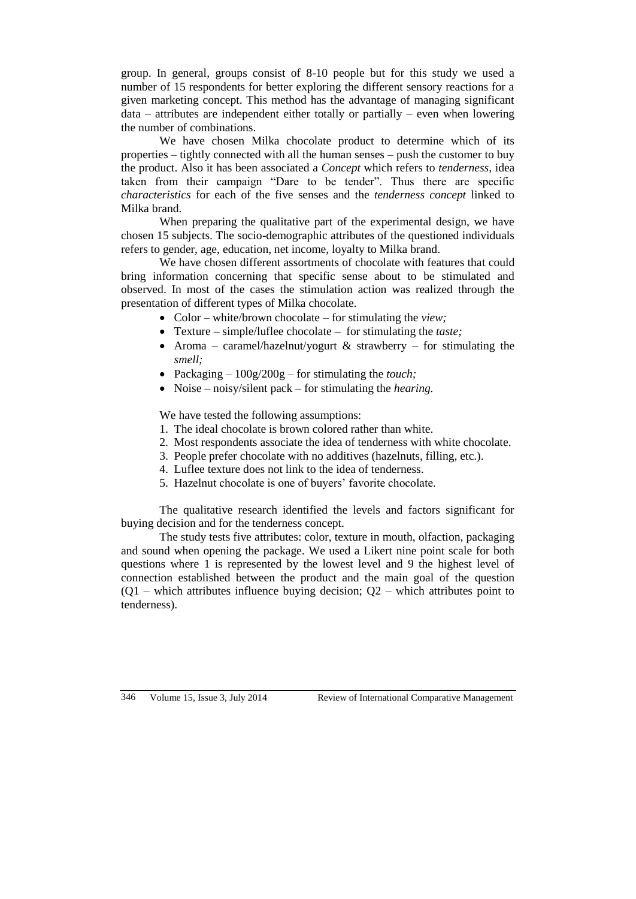group. In general, groups consist of 8-10 people but for this study we used a number of 15 respondents for better exploring the different sensory reactions for a given marketing concept. This method has the advantage of managing significant data – attributes are independent either totally or partially – even when lowering the number of combinations.

We have chosen Milka chocolate product to determine which of its properties – tightly connected with all the human senses – push the customer to buy the product. Also it has been associated a *Concept* which refers to *tenderness,* idea taken from their campaign "Dare to be tender". Thus there are specific *characteristics* for each of the five senses and the *tenderness concept* linked to Milka brand.

When preparing the qualitative part of the experimental design, we have chosen 15 subjects. The socio-demographic attributes of the questioned individuals refers to gender, age, education, net income, loyalty to Milka brand.

We have chosen different assortments of chocolate with features that could bring information concerning that specific sense about to be stimulated and observed. In most of the cases the stimulation action was realized through the presentation of different types of Milka chocolate.

- Color – white/brown chocolate – for stimulating the *view;*
- Texture – simple/luflee chocolate – for stimulating the *taste;*
- Aroma – caramel/hazelnut/yogurt & strawberry – for stimulating the *smell;*
- Packaging – 100g/200g – for stimulating the *touch;*
- Noise – noisy/silent pack – for stimulating the *hearing.*

We have tested the following assumptions:

1. The ideal chocolate is brown colored rather than white.
2. Most respondents associate the idea of tenderness with white chocolate.
3. People prefer chocolate with no additives (hazelnuts, filling, etc.).
4. Luflee texture does not link to the idea of tenderness.
5. Hazelnut chocolate is one of buyers' favorite chocolate.

The qualitative research identified the levels and factors significant for buying decision and for the tenderness concept.

The study tests five attributes: color, texture in mouth, olfaction, packaging and sound when opening the package. We used a Likert nine point scale for both questions where 1 is represented by the lowest level and 9 the highest level of connection established between the product and the main goal of the question (Q1 – which attributes influence buying decision; Q2 – which attributes point to tenderness).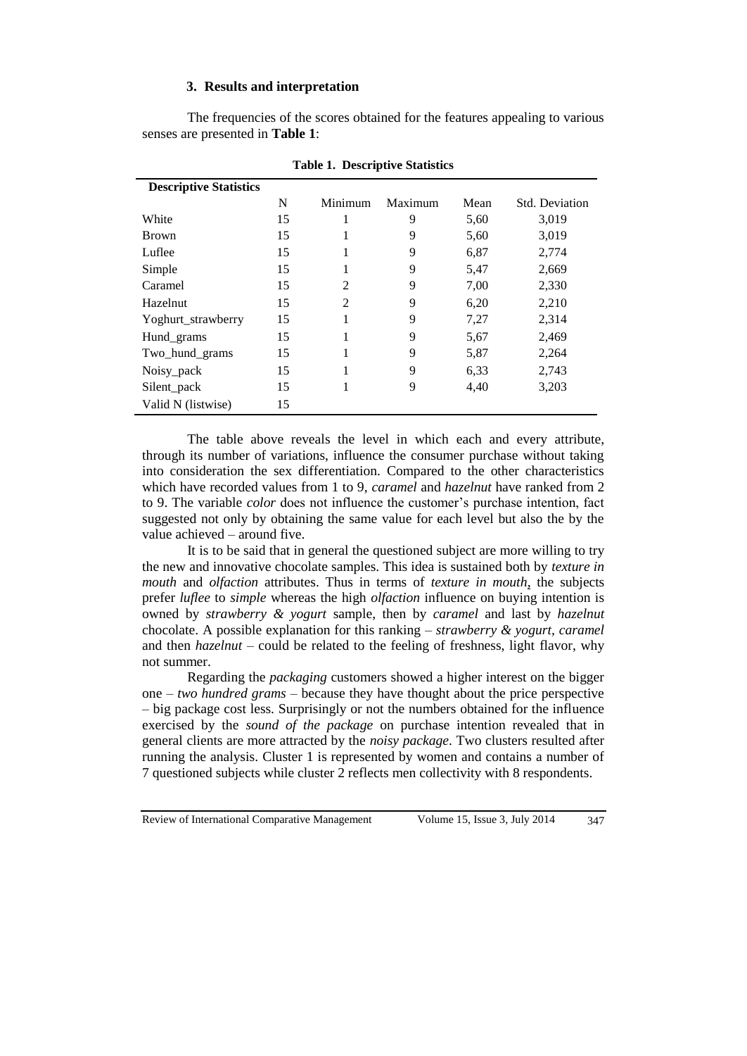### 3. Results and interpretation

The frequencies of the scores obtained for the features appealing to various senses are presented in **Table 1**:

**Table 1. Descriptive Statistics**

| **Descriptive Statistics** | | | | | |
|---|---|---|---|---|---|
| | N | Minimum | Maximum | Mean | Std. Deviation |
| White | 15 | 1 | 9 | 5,60 | 3,019 |
| Brown | 15 | 1 | 9 | 5,60 | 3,019 |
| Luflee | 15 | 1 | 9 | 6,87 | 2,774 |
| Simple | 15 | 1 | 9 | 5,47 | 2,669 |
| Caramel | 15 | 2 | 9 | 7,00 | 2,330 |
| Hazelnut | 15 | 2 | 9 | 6,20 | 2,210 |
| Yoghurt_strawberry | 15 | 1 | 9 | 7,27 | 2,314 |
| Hund_grams | 15 | 1 | 9 | 5,67 | 2,469 |
| Two_hund_grams | 15 | 1 | 9 | 5,87 | 2,264 |
| Noisy_pack | 15 | 1 | 9 | 6,33 | 2,743 |
| Silent_pack | 15 | 1 | 9 | 4,40 | 3,203 |
| Valid N (listwise) | 15 | | | | |

The table above reveals the level in which each and every attribute, through its number of variations, influence the consumer purchase without taking into consideration the sex differentiation. Compared to the other characteristics which have recorded values from 1 to 9, *caramel* and *hazelnut* have ranked from 2 to 9. The variable *color* does not influence the customer's purchase intention, fact suggested not only by obtaining the same value for each level but also the by the value achieved – around five.

It is to be said that in general the questioned subject are more willing to try the new and innovative chocolate samples. This idea is sustained both by *texture in mouth* and *olfaction* attributes. Thus in terms of *texture in mouth*, the subjects prefer *luflee* to *simple* whereas the high *olfaction* influence on buying intention is owned by *strawberry & yogurt* sample, then by *caramel* and last by *hazelnut* chocolate. A possible explanation for this ranking – *strawberry & yogurt*, *caramel* and then *hazelnut* – could be related to the feeling of freshness, light flavor, why not summer.

Regarding the *packaging* customers showed a higher interest on the bigger one – *two hundred grams* – because they have thought about the price perspective – big package cost less. Surprisingly or not the numbers obtained for the influence exercised by the *sound of the package* on purchase intention revealed that in general clients are more attracted by the *noisy package*. Two clusters resulted after running the analysis. Cluster 1 is represented by women and contains a number of 7 questioned subjects while cluster 2 reflects men collectivity with 8 respondents.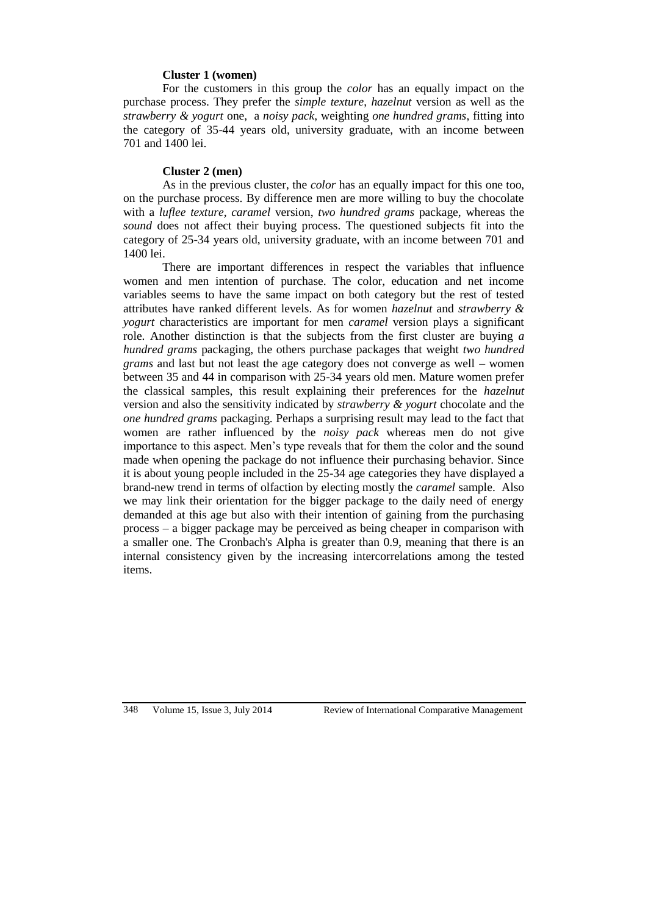**Cluster 1 (women)**

For the customers in this group the *color* has an equally impact on the purchase process. They prefer the *simple texture*, *hazelnut* version as well as the *strawberry & yogurt* one, a *noisy pack*, weighting *one hundred grams*, fitting into the category of 35-44 years old, university graduate, with an income between 701 and 1400 lei.

**Cluster 2 (men)**

As in the previous cluster, the *color* has an equally impact for this one too, on the purchase process. By difference men are more willing to buy the chocolate with a *luflee texture*, *caramel* version, *two hundred grams* package, whereas the *sound* does not affect their buying process. The questioned subjects fit into the category of 25-34 years old, university graduate, with an income between 701 and 1400 lei.

There are important differences in respect the variables that influence women and men intention of purchase. The color, education and net income variables seems to have the same impact on both category but the rest of tested attributes have ranked different levels. As for women *hazelnut* and *strawberry & yogurt* characteristics are important for men *caramel* version plays a significant role. Another distinction is that the subjects from the first cluster are buying *a hundred grams* packaging, the others purchase packages that weight *two hundred grams* and last but not least the age category does not converge as well – women between 35 and 44 in comparison with 25-34 years old men. Mature women prefer the classical samples, this result explaining their preferences for the *hazelnut* version and also the sensitivity indicated by *strawberry & yogurt* chocolate and the *one hundred grams* packaging. Perhaps a surprising result may lead to the fact that women are rather influenced by the *noisy pack* whereas men do not give importance to this aspect. Men's type reveals that for them the color and the sound made when opening the package do not influence their purchasing behavior. Since it is about young people included in the 25-34 age categories they have displayed a brand-new trend in terms of olfaction by electing mostly the *caramel* sample. Also we may link their orientation for the bigger package to the daily need of energy demanded at this age but also with their intention of gaining from the purchasing process – a bigger package may be perceived as being cheaper in comparison with a smaller one. The Cronbach's Alpha is greater than 0.9, meaning that there is an internal consistency given by the increasing intercorrelations among the tested items.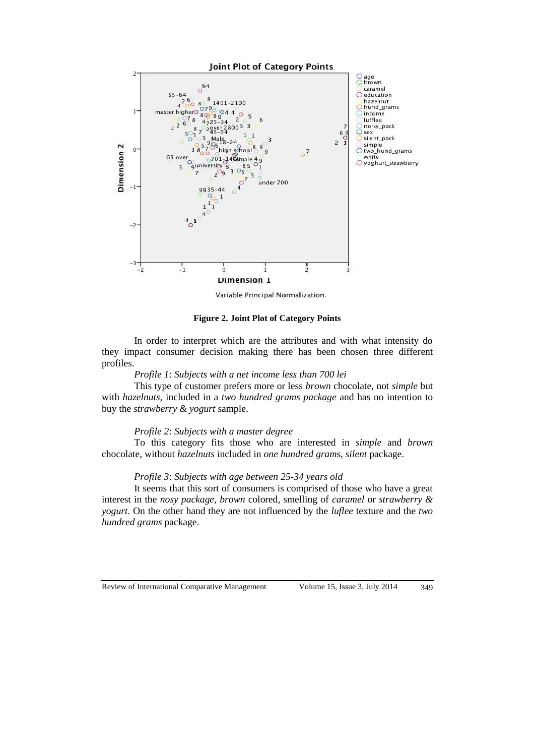**Figure 2. Joint Plot of Category Points**

In order to interpret which are the attributes and with what intensity do they impact consumer decision making there has been chosen three different profiles.

*Profile 1*: *Subjects with a net income less than 700 lei*

This type of customer prefers more or less *brown* chocolate, not *simple* but with *hazelnuts*, included in a *two hundred grams package* and has no intention to buy the *strawberry & yogurt* sample.

*Profile 2*: *Subjects with a master degree*

To this category fits those who are interested in *simple* and *brown* chocolate, without *hazelnuts* included in *one hundred grams*, *silent* package.

*Profile 3*: *Subjects with age between 25-34 years old*

It seems that this sort of consumers is comprised of those who have a great interest in the *nosy package*, *brown* colored, smelling of *caramel* or *strawberry & yogurt*. On the other hand they are not influenced by the *luflee* texture and the *two hundred grams* package.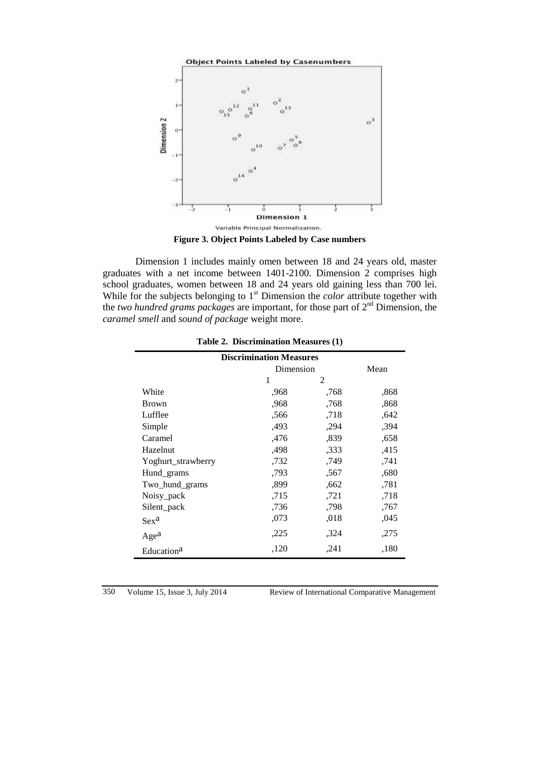Figure 3. Object Points Labeled by Case numbers

Dimension 1 includes mainly omen between 18 and 24 years old, master graduates with a net income between 1401-2100. Dimension 2 comprises high school graduates, women between 18 and 24 years old gaining less than 700 lei. While for the subjects belonging to 1[st] Dimension the *color* attribute together with the *two hundred grams packages* are important, for those part of 2[nd] Dimension, the *caramel smell* and *sound of package* weight more.

**Table 2. Discrimination Measures (1)**

| Discrimination Measures | | | |
|---|---|---|---|
| | Dimension | | Mean |
| | 1 | 2 | |
| White | ,968 | ,768 | ,868 |
| Brown | ,968 | ,768 | ,868 |
| Lufflee | ,566 | ,718 | ,642 |
| Simple | ,493 | ,294 | ,394 |
| Caramel | ,476 | ,839 | ,658 |
| Hazelnut | ,498 | ,333 | ,415 |
| Yoghurt_strawberry | ,732 | ,749 | ,741 |
| Hund_grams | ,793 | ,567 | ,680 |
| Two_hund_grams | ,899 | ,662 | ,781 |
| Noisy_pack | ,715 | ,721 | ,718 |
| Silent_pack | ,736 | ,798 | ,767 |
| Sex[a] | ,073 | ,018 | ,045 |
| Age[a] | ,225 | ,324 | ,275 |
| Education[a] | ,120 | ,241 | ,180 |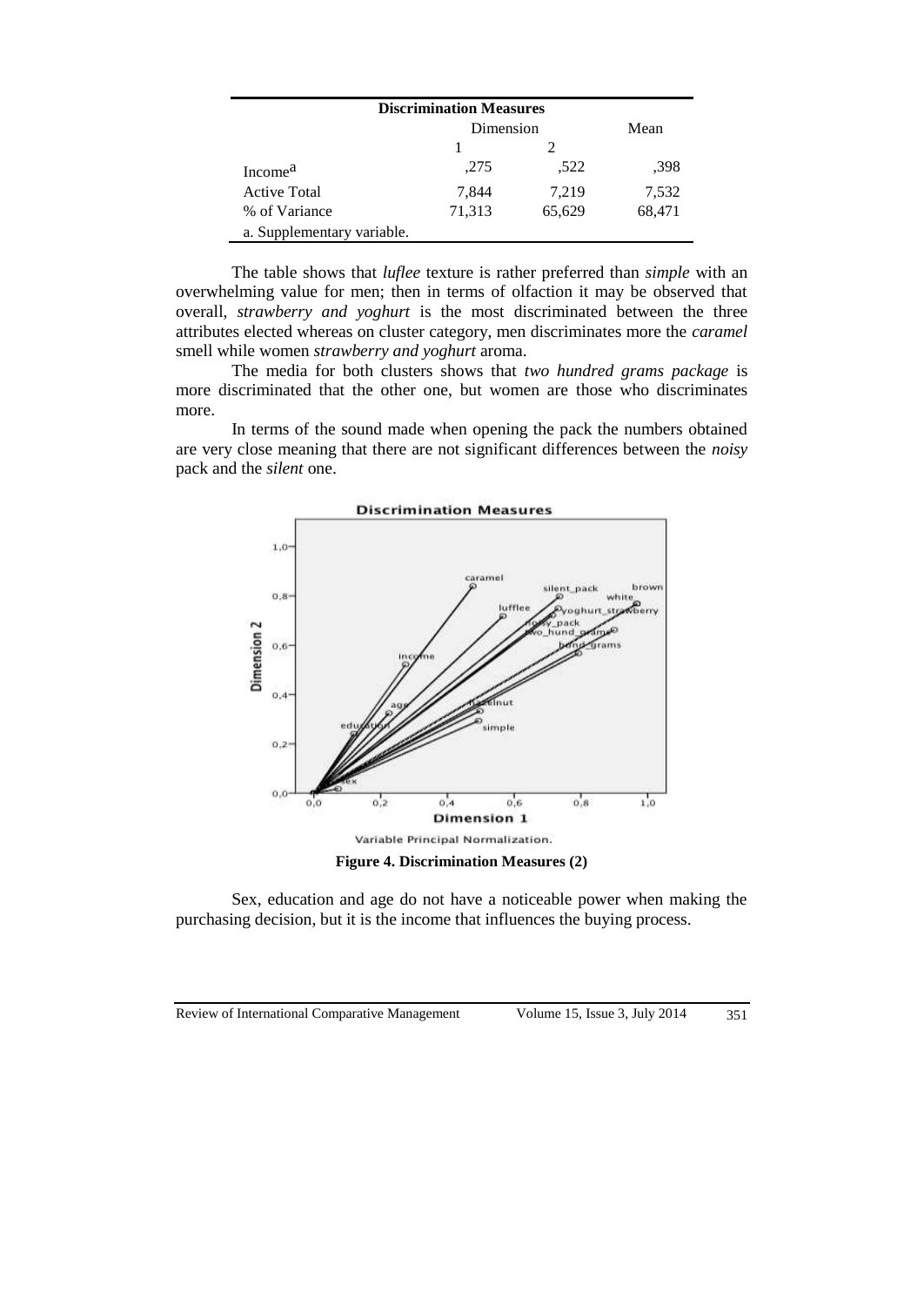| Discrimination Measures | | | |
|---|---|---|---|
| | Dimension | | Mean |
| | 1 | 2 | |
| Income[a] | ,275 | ,522 | ,398 |
| Active Total | 7,844 | 7,219 | 7,532 |
| % of Variance | 71,313 | 65,629 | 68,471 |

a. Supplementary variable.

The table shows that *luflee* texture is rather preferred than *simple* with an overwhelming value for men; then in terms of olfaction it may be observed that overall, *strawberry and yoghurt* is the most discriminated between the three attributes elected whereas on cluster category, men discriminates more the *caramel* smell while women *strawberry and yoghurt* aroma.

The media for both clusters shows that *two hundred grams package* is more discriminated that the other one, but women are those who discriminates more.

In terms of the sound made when opening the pack the numbers obtained are very close meaning that there are not significant differences between the *noisy* pack and the *silent* one.

**Figure 4. Discrimination Measures (2)**

Sex, education and age do not have a noticeable power when making the purchasing decision, but it is the income that influences the buying process.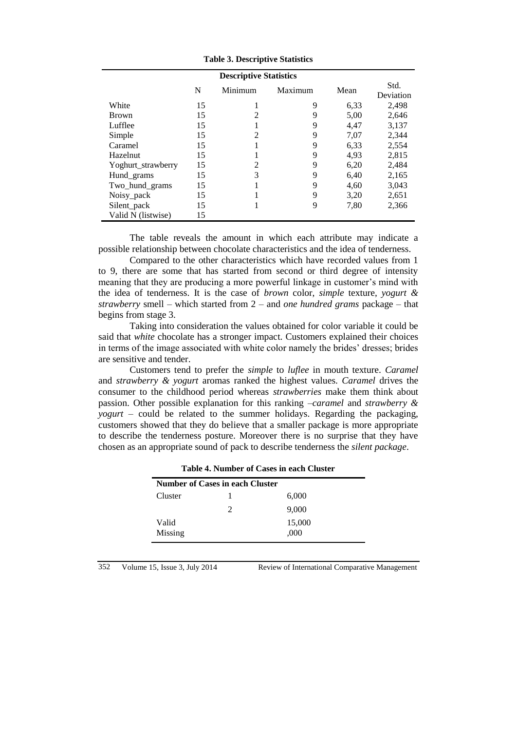**Table 3. Descriptive Statistics**

| Descriptive Statistics | | | | | |
|---|---|---|---|---|---|
| | N | Minimum | Maximum | Mean | Std. Deviation |
| White | 15 | 1 | 9 | 6,33 | 2,498 |
| Brown | 15 | 2 | 9 | 5,00 | 2,646 |
| Lufflee | 15 | 1 | 9 | 4,47 | 3,137 |
| Simple | 15 | 2 | 9 | 7,07 | 2,344 |
| Caramel | 15 | 1 | 9 | 6,33 | 2,554 |
| Hazelnut | 15 | 1 | 9 | 4,93 | 2,815 |
| Yoghurt_strawberry | 15 | 2 | 9 | 6,20 | 2,484 |
| Hund_grams | 15 | 3 | 9 | 6,40 | 2,165 |
| Two_hund_grams | 15 | 1 | 9 | 4,60 | 3,043 |
| Noisy_pack | 15 | 1 | 9 | 3,20 | 2,651 |
| Silent_pack | 15 | 1 | 9 | 7,80 | 2,366 |
| Valid N (listwise) | 15 | | | | |

The table reveals the amount in which each attribute may indicate a possible relationship between chocolate characteristics and the idea of tenderness.

Compared to the other characteristics which have recorded values from 1 to 9, there are some that has started from second or third degree of intensity meaning that they are producing a more powerful linkage in customer's mind with the idea of tenderness. It is the case of *brown* color, *simple* texture, *yogurt & strawberry* smell – which started from 2 – and *one hundred grams* package – that begins from stage 3.

Taking into consideration the values obtained for color variable it could be said that *white* chocolate has a stronger impact. Customers explained their choices in terms of the image associated with white color namely the brides' dresses; brides are sensitive and tender.

Customers tend to prefer the *simple* to *luflee* in mouth texture. *Caramel* and *strawberry & yogurt* aromas ranked the highest values. *Caramel* drives the consumer to the childhood period whereas *strawberries* make them think about passion. Other possible explanation for this ranking –*caramel* and *strawberry & yogurt* – could be related to the summer holidays. Regarding the packaging, customers showed that they do believe that a smaller package is more appropriate to describe the tenderness posture. Moreover there is no surprise that they have chosen as an appropriate sound of pack to describe tenderness the *silent package*.

**Table 4. Number of Cases in each Cluster**

| Number of Cases in each Cluster | | |
|---|---|---|
| Cluster | 1 | 6,000 |
| | 2 | 9,000 |
| Valid | | 15,000 |
| Missing | | ,000 |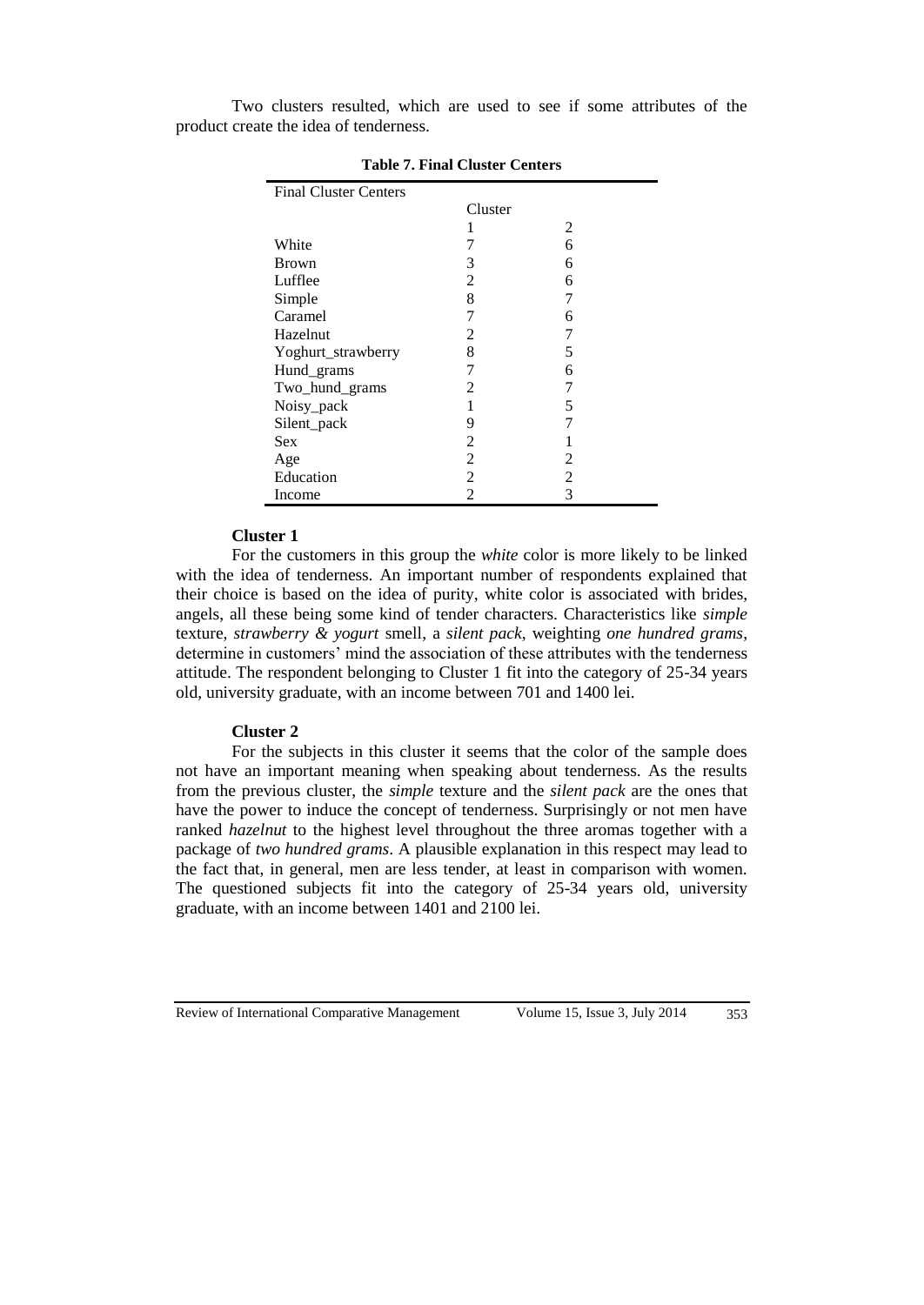Two clusters resulted, which are used to see if some attributes of the product create the idea of tenderness.

**Table 7. Final Cluster Centers**

| Final Cluster Centers | | |
|---|---|---|
| | Cluster | |
| | 1 | 2 |
| White | 7 | 6 |
| Brown | 3 | 6 |
| Lufflee | 2 | 6 |
| Simple | 8 | 7 |
| Caramel | 7 | 6 |
| Hazelnut | 2 | 7 |
| Yoghurt_strawberry | 8 | 5 |
| Hund_grams | 7 | 6 |
| Two_hund_grams | 2 | 7 |
| Noisy_pack | 1 | 5 |
| Silent_pack | 9 | 7 |
| Sex | 2 | 1 |
| Age | 2 | 2 |
| Education | 2 | 2 |
| Income | 2 | 3 |

**Cluster 1**

For the customers in this group the *white* color is more likely to be linked with the idea of tenderness. An important number of respondents explained that their choice is based on the idea of purity, white color is associated with brides, angels, all these being some kind of tender characters. Characteristics like *simple* texture, *strawberry & yogurt* smell, a *silent pack*, weighting *one hundred grams*, determine in customers' mind the association of these attributes with the tenderness attitude. The respondent belonging to Cluster 1 fit into the category of 25-34 years old, university graduate, with an income between 701 and 1400 lei.

**Cluster 2**

For the subjects in this cluster it seems that the color of the sample does not have an important meaning when speaking about tenderness. As the results from the previous cluster, the *simple* texture and the *silent pack* are the ones that have the power to induce the concept of tenderness. Surprisingly or not men have ranked *hazelnut* to the highest level throughout the three aromas together with a package of *two hundred grams*. A plausible explanation in this respect may lead to the fact that, in general, men are less tender, at least in comparison with women. The questioned subjects fit into the category of 25-34 years old, university graduate, with an income between 1401 and 2100 lei.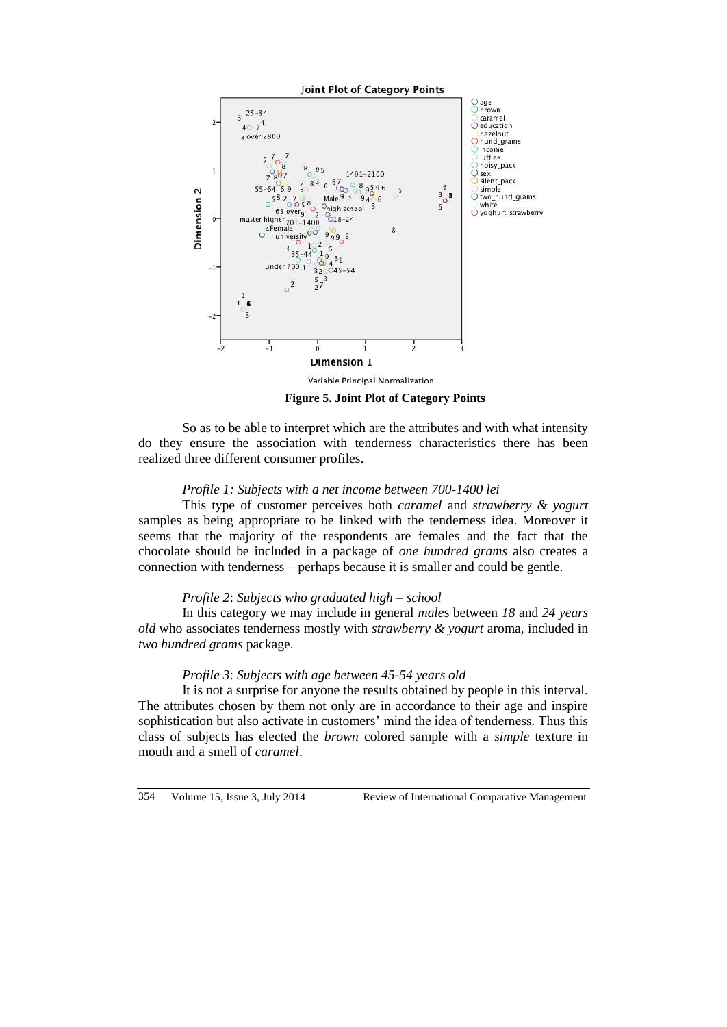**Figure 5. Joint Plot of Category Points**

So as to be able to interpret which are the attributes and with what intensity do they ensure the association with tenderness characteristics there has been realized three different consumer profiles.

*Profile 1: Subjects with a net income between 700-1400 lei*

This type of customer perceives both *caramel* and *strawberry & yogurt* samples as being appropriate to be linked with the tenderness idea. Moreover it seems that the majority of the respondents are females and the fact that the chocolate should be included in a package of *one hundred grams* also creates a connection with tenderness – perhaps because it is smaller and could be gentle.

*Profile 2*: *Subjects who graduated high – school*

In this category we may include in general *male*s between *18* and *24 years old* who associates tenderness mostly with *strawberry & yogurt* aroma, included in *two hundred grams* package.

*Profile 3*: *Subjects with age between 45-54 years old*

It is not a surprise for anyone the results obtained by people in this interval. The attributes chosen by them not only are in accordance to their age and inspire sophistication but also activate in customers' mind the idea of tenderness. Thus this class of subjects has elected the *brown* colored sample with a *simple* texture in mouth and a smell of *caramel*.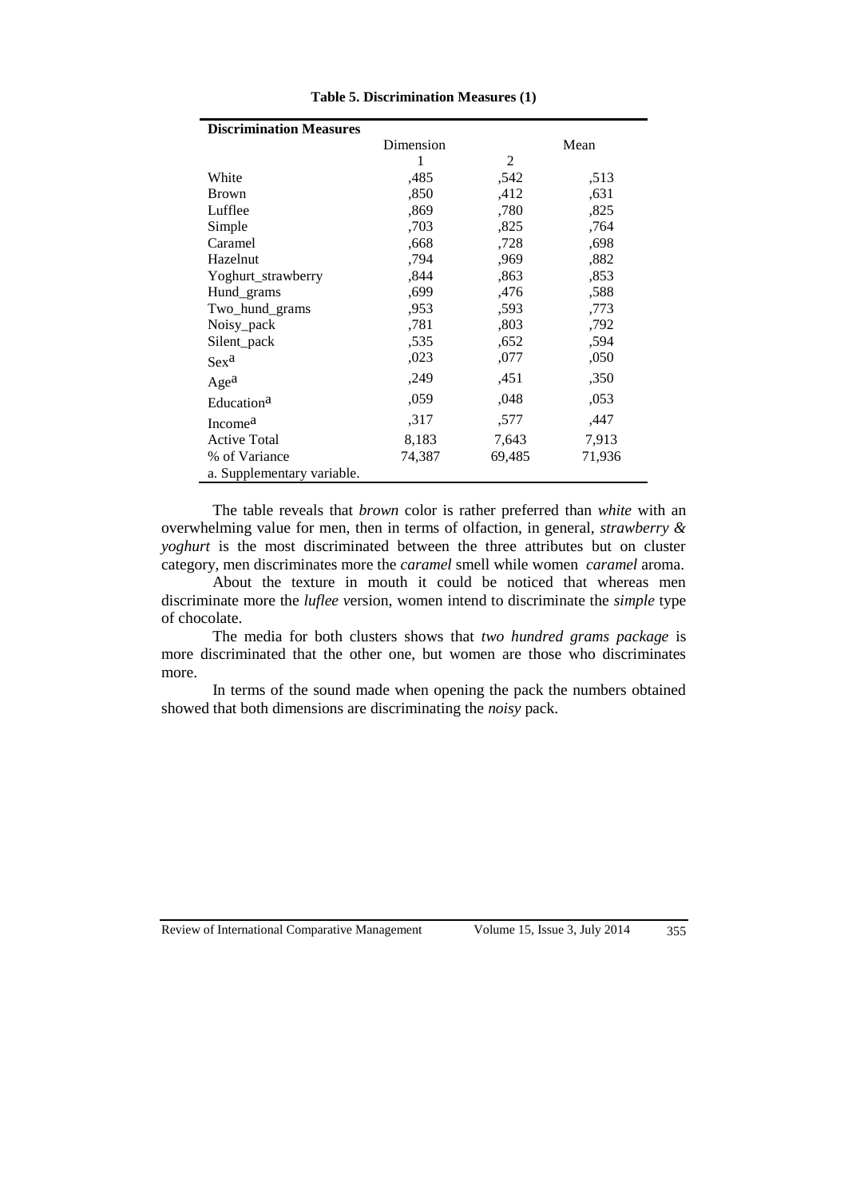**Table 5. Discrimination Measures (1)**

| Discrimination Measures | | | |
|---|---|---|---|
| | Dimension | | Mean |
| | 1 | 2 | |
| White | ,485 | ,542 | ,513 |
| Brown | ,850 | ,412 | ,631 |
| Lufflee | ,869 | ,780 | ,825 |
| Simple | ,703 | ,825 | ,764 |
| Caramel | ,668 | ,728 | ,698 |
| Hazelnut | ,794 | ,969 | ,882 |
| Yoghurt_strawberry | ,844 | ,863 | ,853 |
| Hund_grams | ,699 | ,476 | ,588 |
| Two_hund_grams | ,953 | ,593 | ,773 |
| Noisy_pack | ,781 | ,803 | ,792 |
| Silent_pack | ,535 | ,652 | ,594 |
| Sex[a] | ,023 | ,077 | ,050 |
| Age[a] | ,249 | ,451 | ,350 |
| Education[a] | ,059 | ,048 | ,053 |
| Income[a] | ,317 | ,577 | ,447 |
| Active Total | 8,183 | 7,643 | 7,913 |
| % of Variance | 74,387 | 69,485 | 71,936 |

a. Supplementary variable.

The table reveals that *brown* color is rather preferred than *white* with an overwhelming value for men, then in terms of olfaction, in general, *strawberry & yoghurt* is the most discriminated between the three attributes but on cluster category, men discriminates more the *caramel* smell while women *caramel* aroma.

About the texture in mouth it could be noticed that whereas men discriminate more the *luflee v*ersion, women intend to discriminate the *simple* type of chocolate.

The media for both clusters shows that *two hundred grams package* is more discriminated that the other one, but women are those who discriminates more.

In terms of the sound made when opening the pack the numbers obtained showed that both dimensions are discriminating the *noisy* pack.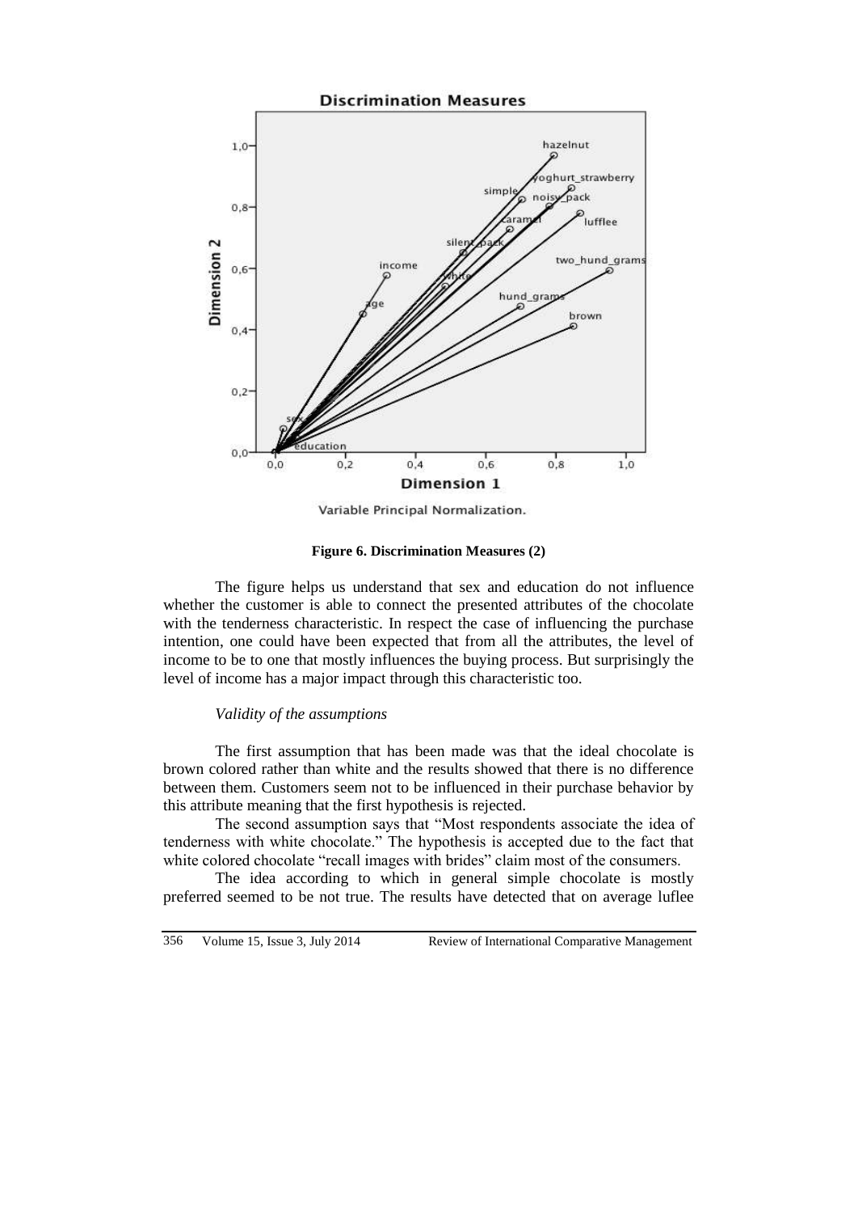**Figure 6. Discrimination Measures (2)**

The figure helps us understand that sex and education do not influence whether the customer is able to connect the presented attributes of the chocolate with the tenderness characteristic. In respect the case of influencing the purchase intention, one could have been expected that from all the attributes, the level of income to be to one that mostly influences the buying process. But surprisingly the level of income has a major impact through this characteristic too.

*Validity of the assumptions*

The first assumption that has been made was that the ideal chocolate is brown colored rather than white and the results showed that there is no difference between them. Customers seem not to be influenced in their purchase behavior by this attribute meaning that the first hypothesis is rejected.

The second assumption says that "Most respondents associate the idea of tenderness with white chocolate." The hypothesis is accepted due to the fact that white colored chocolate "recall images with brides" claim most of the consumers.

The idea according to which in general simple chocolate is mostly preferred seemed to be not true. The results have detected that on average luflee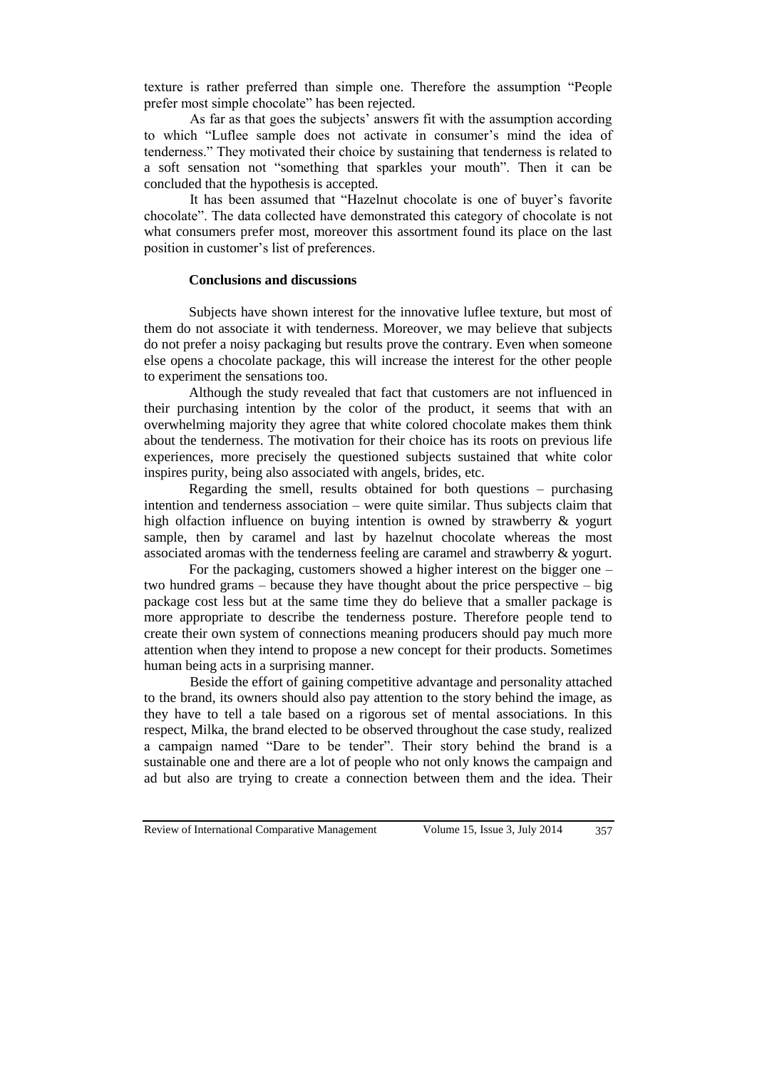texture is rather preferred than simple one. Therefore the assumption "People prefer most simple chocolate" has been rejected.

As far as that goes the subjects' answers fit with the assumption according to which "Luflee sample does not activate in consumer's mind the idea of tenderness." They motivated their choice by sustaining that tenderness is related to a soft sensation not "something that sparkles your mouth". Then it can be concluded that the hypothesis is accepted.

It has been assumed that "Hazelnut chocolate is one of buyer's favorite chocolate". The data collected have demonstrated this category of chocolate is not what consumers prefer most, moreover this assortment found its place on the last position in customer's list of preferences.

## Conclusions and discussions

Subjects have shown interest for the innovative luflee texture, but most of them do not associate it with tenderness. Moreover, we may believe that subjects do not prefer a noisy packaging but results prove the contrary. Even when someone else opens a chocolate package, this will increase the interest for the other people to experiment the sensations too.

Although the study revealed that fact that customers are not influenced in their purchasing intention by the color of the product, it seems that with an overwhelming majority they agree that white colored chocolate makes them think about the tenderness. The motivation for their choice has its roots on previous life experiences, more precisely the questioned subjects sustained that white color inspires purity, being also associated with angels, brides, etc.

Regarding the smell, results obtained for both questions – purchasing intention and tenderness association – were quite similar. Thus subjects claim that high olfaction influence on buying intention is owned by strawberry & yogurt sample, then by caramel and last by hazelnut chocolate whereas the most associated aromas with the tenderness feeling are caramel and strawberry & yogurt.

For the packaging, customers showed a higher interest on the bigger one – two hundred grams – because they have thought about the price perspective – big package cost less but at the same time they do believe that a smaller package is more appropriate to describe the tenderness posture. Therefore people tend to create their own system of connections meaning producers should pay much more attention when they intend to propose a new concept for their products. Sometimes human being acts in a surprising manner.

Beside the effort of gaining competitive advantage and personality attached to the brand, its owners should also pay attention to the story behind the image, as they have to tell a tale based on a rigorous set of mental associations. In this respect, Milka, the brand elected to be observed throughout the case study, realized a campaign named "Dare to be tender". Their story behind the brand is a sustainable one and there are a lot of people who not only knows the campaign and ad but also are trying to create a connection between them and the idea. Their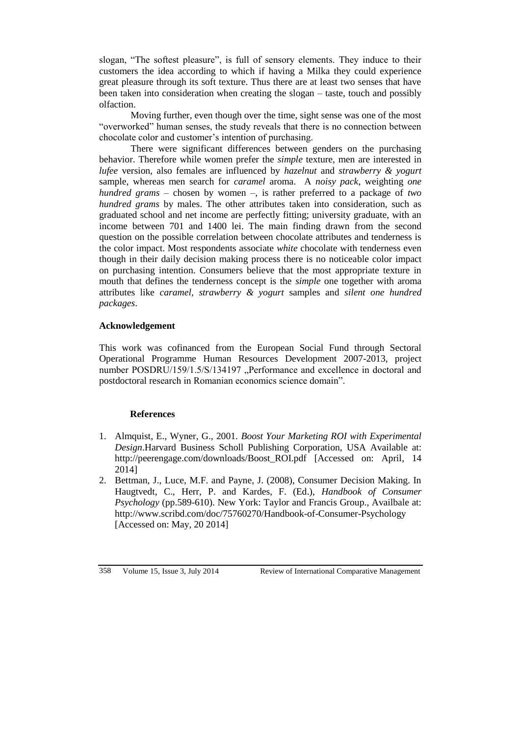slogan, "The softest pleasure", is full of sensory elements. They induce to their customers the idea according to which if having a Milka they could experience great pleasure through its soft texture. Thus there are at least two senses that have been taken into consideration when creating the slogan – taste, touch and possibly olfaction.

Moving further, even though over the time, sight sense was one of the most "overworked" human senses, the study reveals that there is no connection between chocolate color and customer's intention of purchasing.

There were significant differences between genders on the purchasing behavior. Therefore while women prefer the *simple* texture, men are interested in *lufee* version, also females are influenced by *hazelnut* and *strawberry & yogurt* sample, whereas men search for *caramel* aroma. A *noisy pack*, weighting *one hundred grams* – chosen by women –, is rather preferred to a package of *two hundred grams* by males. The other attributes taken into consideration, such as graduated school and net income are perfectly fitting; university graduate, with an income between 701 and 1400 lei. The main finding drawn from the second question on the possible correlation between chocolate attributes and tenderness is the color impact. Most respondents associate *white* chocolate with tenderness even though in their daily decision making process there is no noticeable color impact on purchasing intention. Consumers believe that the most appropriate texture in mouth that defines the tenderness concept is the *simple* one together with aroma attributes like *caramel*, *strawberry & yogurt* samples and *silent one hundred packages*.

**Acknowledgement**

This work was cofinanced from the European Social Fund through Sectoral Operational Programme Human Resources Development 2007-2013, project number POSDRU/159/1.5/S/134197 „Performance and excellence in doctoral and postdoctoral research in Romanian economics science domain".

**References**

1. Almquist, E., Wyner, G., 2001. *Boost Your Marketing ROI with Experimental Design*.Harvard Business Scholl Publishing Corporation, USA Available at: http://peerengage.com/downloads/Boost_ROI.pdf [Accessed on: April, 14 2014]
2. Bettman, J., Luce, M.F. and Payne, J. (2008), Consumer Decision Making. In Haugtvedt, C., Herr, P. and Kardes, F. (Ed.), *Handbook of Consumer Psychology* (pp.589-610). New York: Taylor and Francis Group., Availbale at: http://www.scribd.com/doc/75760270/Handbook-of-Consumer-Psychology [Accessed on: May, 20 2014]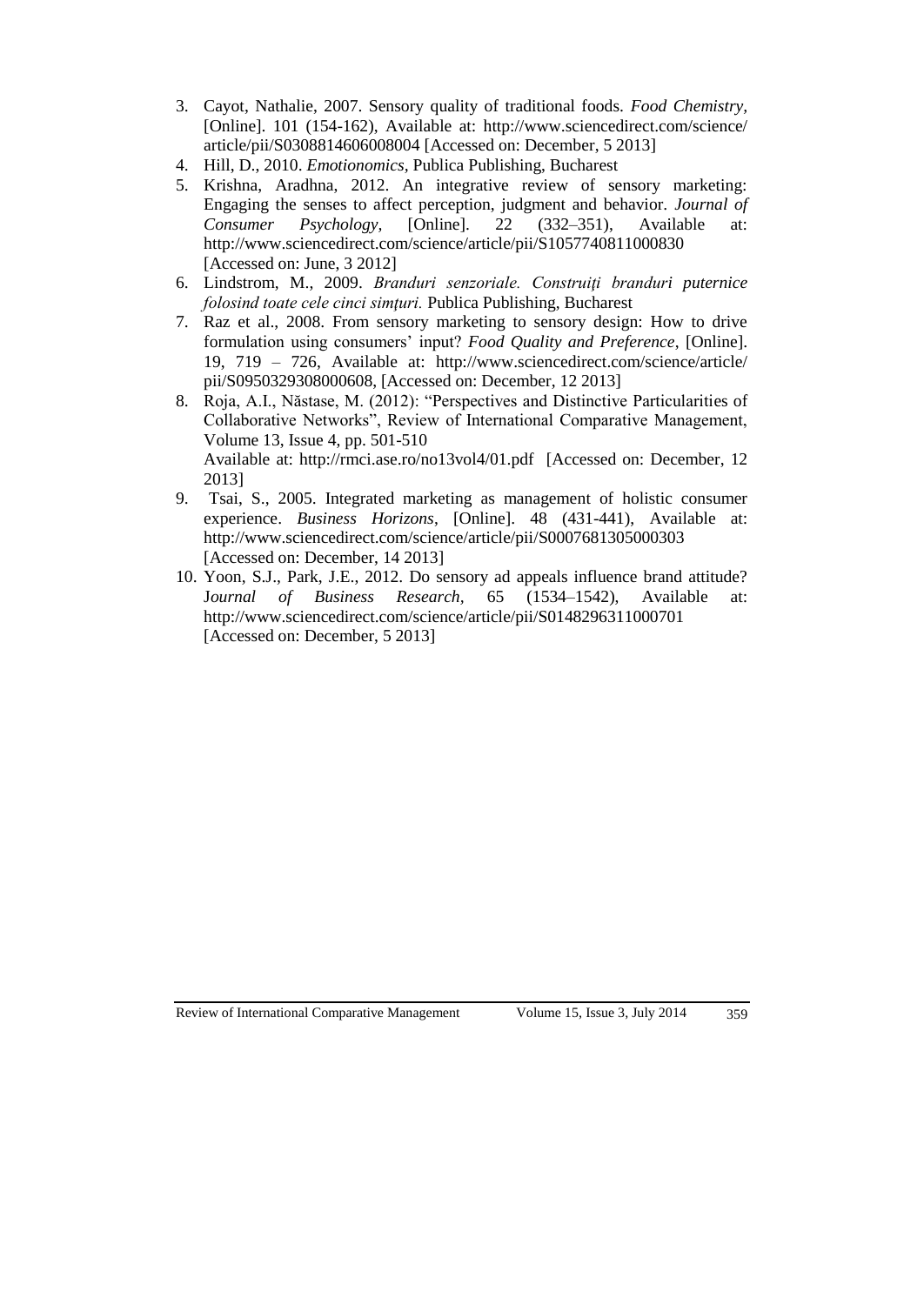3. Cayot, Nathalie, 2007. Sensory quality of traditional foods. *Food Chemistry*, [Online]. 101 (154-162), Available at: http://www.sciencedirect.com/science/article/pii/S0308814606008004 [Accessed on: December, 5 2013]
4. Hill, D., 2010. *Emotionomics*, Publica Publishing, Bucharest
5. Krishna, Aradhna, 2012. An integrative review of sensory marketing: Engaging the senses to affect perception, judgment and behavior. *Journal of Consumer Psychology*, [Online]. 22 (332–351), Available at: http://www.sciencedirect.com/science/article/pii/S1057740811000830 [Accessed on: June, 3 2012]
6. Lindstrom, M., 2009. *Branduri senzoriale. Construiţi branduri puternice folosind toate cele cinci simţuri.* Publica Publishing, Bucharest
7. Raz et al., 2008. From sensory marketing to sensory design: How to drive formulation using consumers' input? *Food Quality and Preference*, [Online]. 19, 719 – 726, Available at: http://www.sciencedirect.com/science/article/pii/S0950329308000608, [Accessed on: December, 12 2013]
8. Roja, A.I., Năstase, M. (2012): "Perspectives and Distinctive Particularities of Collaborative Networks", Review of International Comparative Management, Volume 13, Issue 4, pp. 501-510
   Available at: http://rmci.ase.ro/no13vol4/01.pdf [Accessed on: December, 12 2013]
9. Tsai, S., 2005. Integrated marketing as management of holistic consumer experience. *Business Horizons*, [Online]. 48 (431-441), Available at: http://www.sciencedirect.com/science/article/pii/S0007681305000303 [Accessed on: December, 14 2013]
10. Yoon, S.J., Park, J.E., 2012. Do sensory ad appeals influence brand attitude? J*ournal of Business Research*, 65 (1534–1542), Available at: http://www.sciencedirect.com/science/article/pii/S0148296311000701 [Accessed on: December, 5 2013]